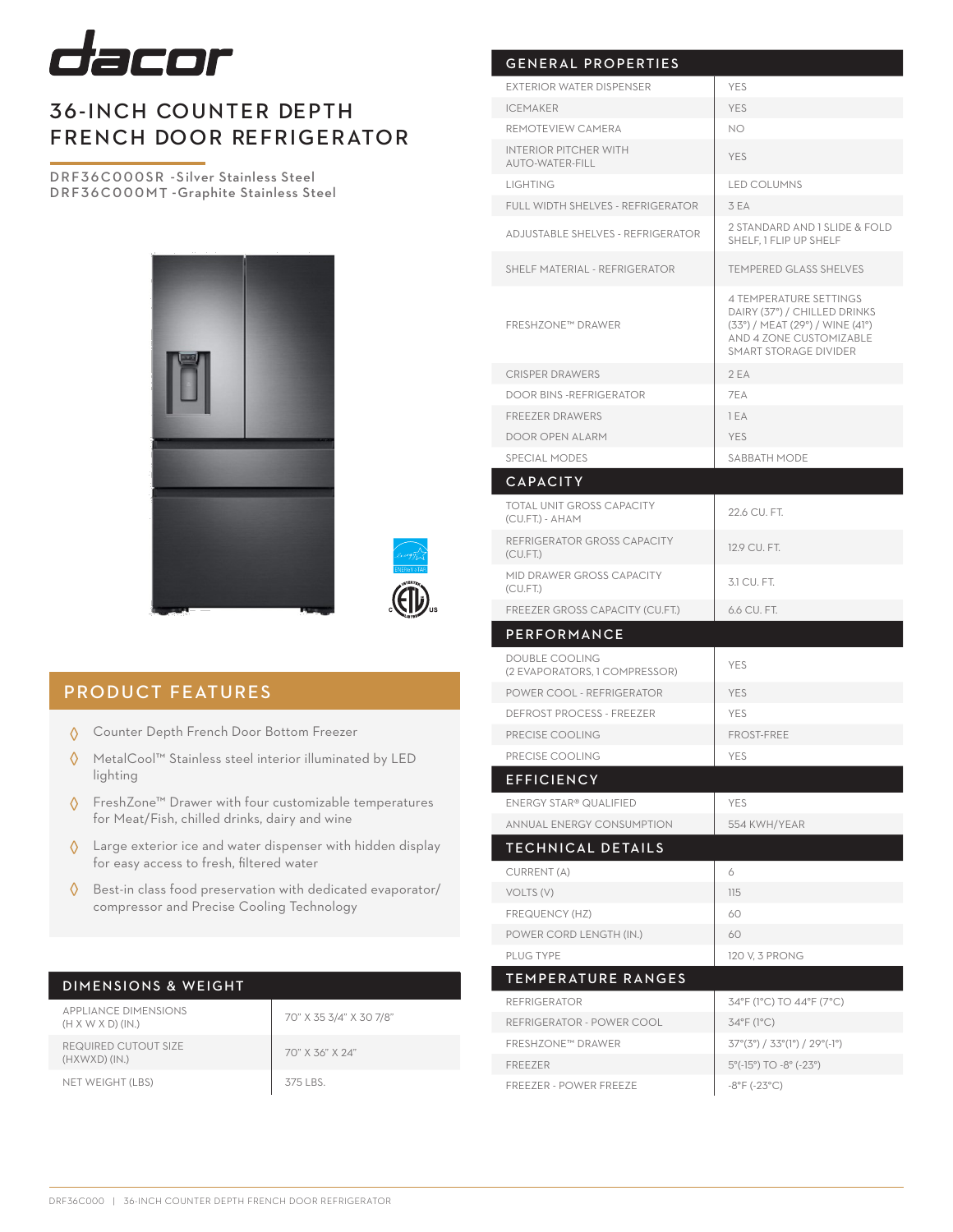# dacor

## 36-INCH COUNTER DEPTH FRENCH DOOR REFRIGERATOR

DRF36C000SR -Silver Stainless Steel
DRF36C000MT -Graphite Stainless Steel

## PRODUCT FEATURES

- Counter Depth French Door Bottom Freezer
- MetalCool™ Stainless steel interior illuminated by LED lighting
- FreshZone™ Drawer with four customizable temperatures for Meat/Fish, chilled drinks, dairy and wine
- Large exterior ice and water dispenser with hidden display for easy access to fresh, filtered water
- Best-in class food preservation with dedicated evaporator/ compressor and Precise Cooling Technology

## DIMENSIONS & WEIGHT

| | |
|---|---|
| APPLIANCE DIMENSIONS (H X W X D) (IN.) | 70" X 35 3/4" X 30 7/8" |
| REQUIRED CUTOUT SIZE (HXWXD) (IN.) | 70" X 36" X 24" |
| NET WEIGHT (LBS) | 375 LBS. |

## GENERAL PROPERTIES

| | |
|---|---|
| EXTERIOR WATER DISPENSER | YES |
| ICEMAKER | YES |
| REMOTEVIEW CAMERA | NO |
| INTERIOR PITCHER WITH AUTO-WATER-FILL | YES |
| LIGHTING | LED COLUMNS |
| FULL WIDTH SHELVES - REFRIGERATOR | 3 EA |
| ADJUSTABLE SHELVES - REFRIGERATOR | 2 STANDARD AND 1 SLIDE & FOLD SHELF, 1 FLIP UP SHELF |
| SHELF MATERIAL - REFRIGERATOR | TEMPERED GLASS SHELVES |
| FRESHZONE™ DRAWER | 4 TEMPERATURE SETTINGS DAIRY (37°) / CHILLED DRINKS (33°) / MEAT (29°) / WINE (41°) AND 4 ZONE CUSTOMIZABLE SMART STORAGE DIVIDER |
| CRISPER DRAWERS | 2 EA |
| DOOR BINS -REFRIGERATOR | 7EA |
| FREEZER DRAWERS | 1 EA |
| DOOR OPEN ALARM | YES |
| SPECIAL MODES | SABBATH MODE |

## CAPACITY

| | |
|---|---|
| TOTAL UNIT GROSS CAPACITY (CU.FT.) - AHAM | 22.6 CU. FT. |
| REFRIGERATOR GROSS CAPACITY (CU.FT.) | 12.9 CU. FT. |
| MID DRAWER GROSS CAPACITY (CU.FT.) | 3.1 CU. FT. |
| FREEZER GROSS CAPACITY (CU.FT.) | 6.6 CU. FT. |

## PERFORMANCE

| | |
|---|---|
| DOUBLE COOLING (2 EVAPORATORS, 1 COMPRESSOR) | YES |
| POWER COOL - REFRIGERATOR | YES |
| DEFROST PROCESS - FREEZER | YES |
| PRECISE COOLING | FROST-FREE |
| PRECISE COOLING | YES |

## EFFICIENCY

| | |
|---|---|
| ENERGY STAR® QUALIFIED | YES |
| ANNUAL ENERGY CONSUMPTION | 554 KWH/YEAR |

## TECHNICAL DETAILS

| | |
|---|---|
| CURRENT (A) | 6 |
| VOLTS (V) | 115 |
| FREQUENCY (HZ) | 60 |
| POWER CORD LENGTH (IN.) | 60 |
| PLUG TYPE | 120 V, 3 PRONG |

## TEMPERATURE RANGES

| | |
|---|---|
| REFRIGERATOR | 34°F (1°C) TO 44°F (7°C) |
| REFRIGERATOR - POWER COOL | 34°F (1°C) |
| FRESHZONE™ DRAWER | 37°(3°) / 33°(1°) / 29°(-1°) |
| FREEZER | 5°(-15°) TO -8° (-23°) |
| FREEZER - POWER FREEZE | -8°F (-23°C) |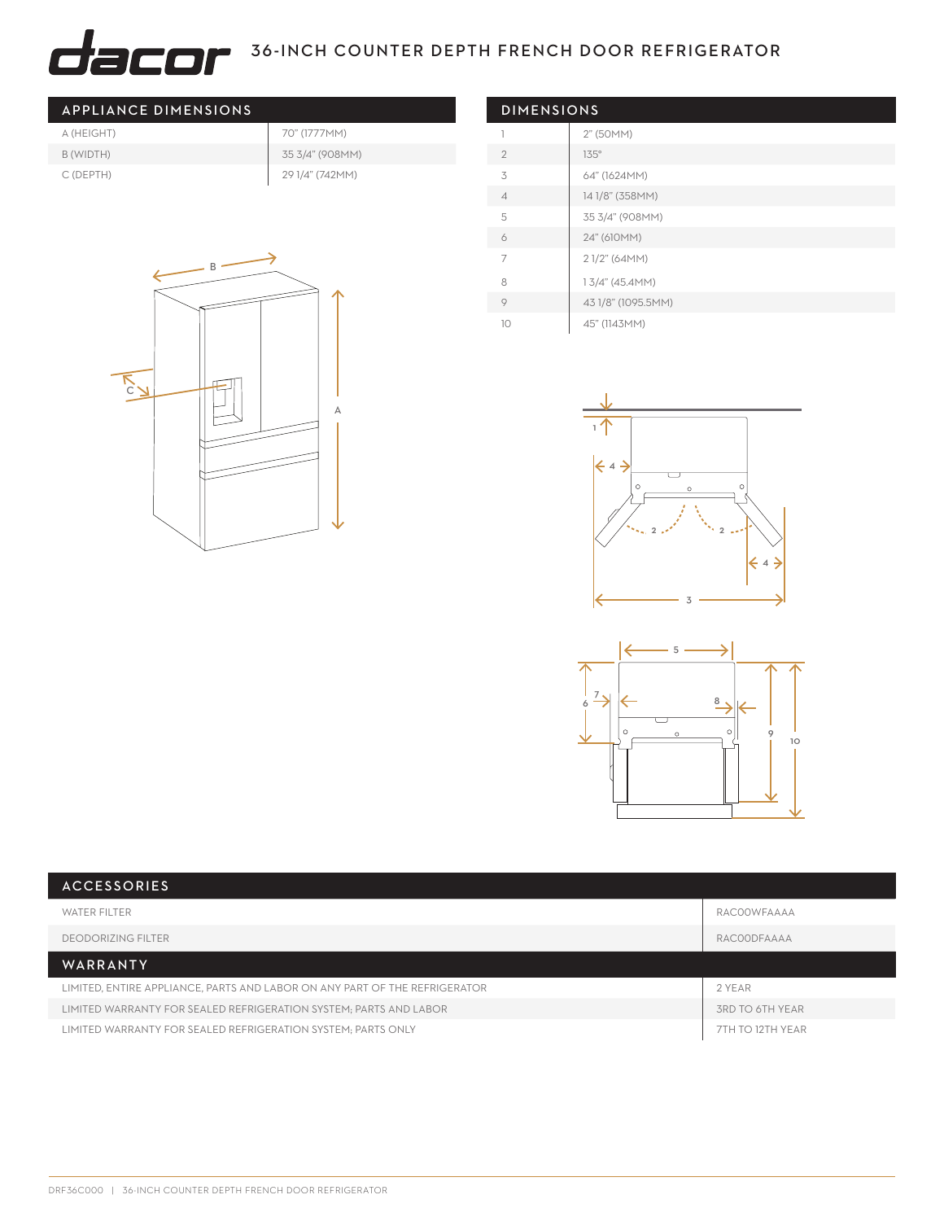# 36-INCH COUNTER DEPTH FRENCH DOOR REFRIGERATOR

## APPLIANCE DIMENSIONS

| | |
|---|---|
| A (HEIGHT) | 70" (1777MM) |
| B (WIDTH) | 35 3/4" (908MM) |
| C (DEPTH) | 29 1/4" (742MM) |

B

C

A

## DIMENSIONS

| | |
|---|---|
| 1 | 2" (50MM) |
| 2 | 135° |
| 3 | 64" (1624MM) |
| 4 | 14 1/8" (358MM) |
| 5 | 35 3/4" (908MM) |
| 6 | 24" (610MM) |
| 7 | 2 1/2" (64MM) |
| 8 | 1 3/4" (45.4MM) |
| 9 | 43 1/8" (1095.5MM) |
| 10 | 45" (1143MM) |

1

4

2

2

4

3

5

7

6

8

9

10

## ACCESSORIES

| | |
|---|---|
| WATER FILTER | RAC00WFAAAA |
| DEODORIZING FILTER | RAC00DFAAAA |

## WARRANTY

| | |
|---|---|
| LIMITED, ENTIRE APPLIANCE, PARTS AND LABOR ON ANY PART OF THE REFRIGERATOR | 2 YEAR |
| LIMITED WARRANTY FOR SEALED REFRIGERATION SYSTEM; PARTS AND LABOR | 3RD TO 6TH YEAR |
| LIMITED WARRANTY FOR SEALED REFRIGERATION SYSTEM; PARTS ONLY | 7TH TO 12TH YEAR |